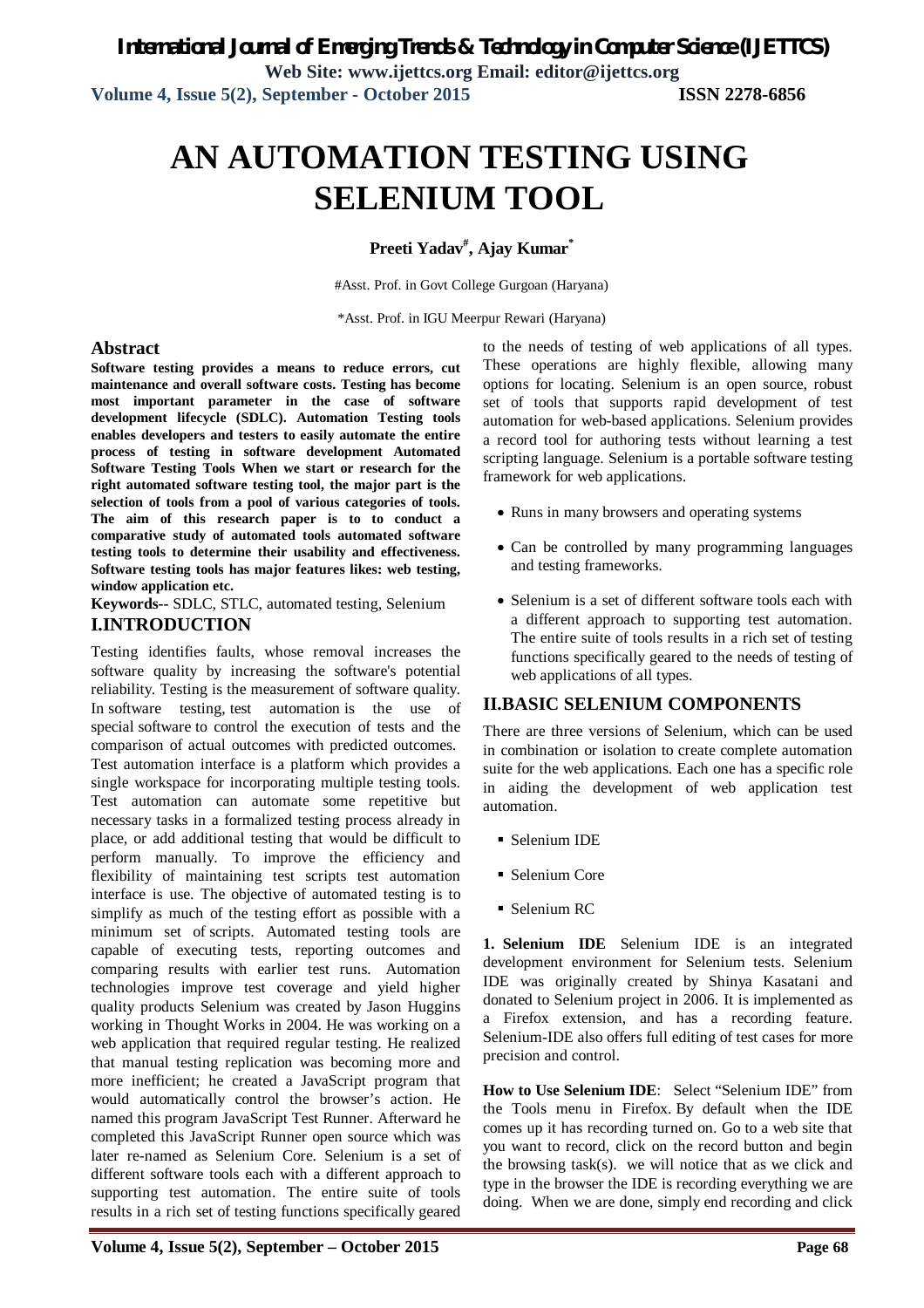# AN AUTOMATION TESTING USING SELENIUM TOOL

**Preeti Yadav[#], Ajay Kumar[*]**

#Asst. Prof. in Govt College Gurgoan (Haryana)

*Asst. Prof. in IGU Meerpur Rewari (Haryana)

## Abstract

**Software testing provides a means to reduce errors, cut maintenance and overall software costs. Testing has become most important parameter in the case of software development lifecycle (SDLC). Automation Testing tools enables developers and testers to easily automate the entire process of testing in software development Automated Software Testing Tools When we start or research for the right automated software testing tool, the major part is the selection of tools from a pool of various categories of tools. The aim of this research paper is to conduct a comparative study of automated tools automated software testing tools to determine their usability and effectiveness. Software testing tools has major features likes: web testing, window application etc.**

**Keywords--** SDLC, STLC, automated testing, Selenium

## I.INTRODUCTION

Testing identifies faults, whose removal increases the software quality by increasing the software's potential reliability. Testing is the measurement of software quality. In software testing, test automation is the use of special software to control the execution of tests and the comparison of actual outcomes with predicted outcomes. Test automation interface is a platform which provides a single workspace for incorporating multiple testing tools. Test automation can automate some repetitive but necessary tasks in a formalized testing process already in place, or add additional testing that would be difficult to perform manually. To improve the efficiency and flexibility of maintaining test scripts test automation interface is use. The objective of automated testing is to simplify as much of the testing effort as possible with a minimum set of scripts. Automated testing tools are capable of executing tests, reporting outcomes and comparing results with earlier test runs. Automation technologies improve test coverage and yield higher quality products Selenium was created by Jason Huggins working in Thought Works in 2004. He was working on a web application that required regular testing. He realized that manual testing replication was becoming more and more inefficient; he created a JavaScript program that would automatically control the browser's action. He named this program JavaScript Test Runner. Afterward he completed this JavaScript Runner open source which was later re-named as Selenium Core. Selenium is a set of different software tools each with a different approach to supporting test automation. The entire suite of tools results in a rich set of testing functions specifically geared to the needs of testing of web applications of all types. These operations are highly flexible, allowing many options for locating. Selenium is an open source, robust set of tools that supports rapid development of test automation for web-based applications. Selenium provides a record tool for authoring tests without learning a test scripting language. Selenium is a portable software testing framework for web applications.

- Runs in many browsers and operating systems
- Can be controlled by many programming languages and testing frameworks.
- Selenium is a set of different software tools each with a different approach to supporting test automation. The entire suite of tools results in a rich set of testing functions specifically geared to the needs of testing of web applications of all types.

## II.BASIC SELENIUM COMPONENTS

There are three versions of Selenium, which can be used in combination or isolation to create complete automation suite for the web applications. Each one has a specific role in aiding the development of web application test automation.

- Selenium IDE
- Selenium Core
- Selenium RC

**1. Selenium IDE** Selenium IDE is an integrated development environment for Selenium tests. Selenium IDE was originally created by Shinya Kasatani and donated to Selenium project in 2006. It is implemented as a Firefox extension, and has a recording feature. Selenium-IDE also offers full editing of test cases for more precision and control.

**How to Use Selenium IDE**: Select "Selenium IDE" from the Tools menu in Firefox. By default when the IDE comes up it has recording turned on. Go to a web site that you want to record, click on the record button and begin the browsing task(s). we will notice that as we click and type in the browser the IDE is recording everything we are doing. When we are done, simply end recording and click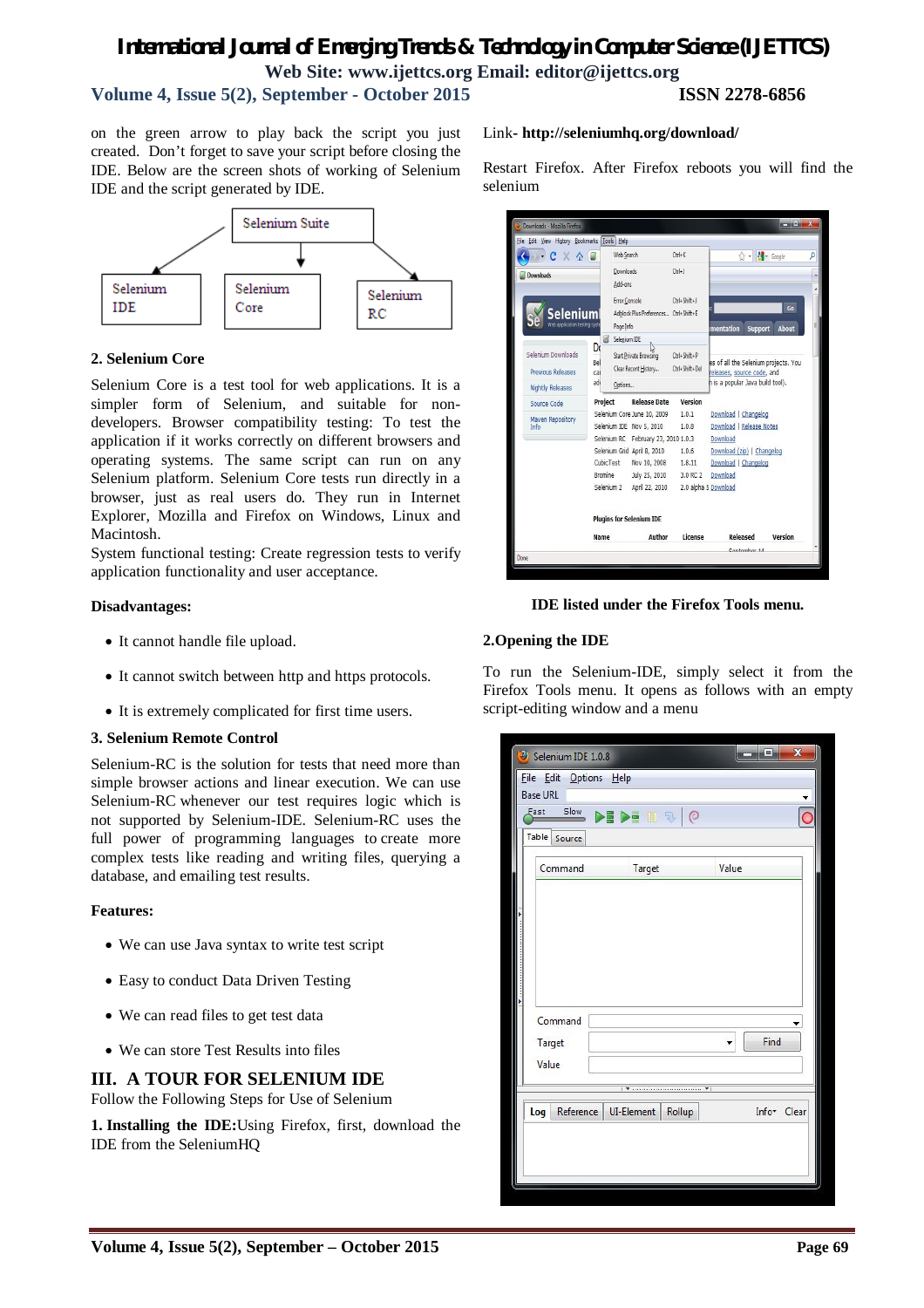on the green arrow to play back the script you just created. Don't forget to save your script before closing the IDE. Below are the screen shots of working of Selenium IDE and the script generated by IDE.

Selenium Suite

Selenium IDE | Selenium Core | Selenium RC

### 2. Selenium Core

Selenium Core is a test tool for web applications. It is a simpler form of Selenium, and suitable for non-developers. Browser compatibility testing: To test the application if it works correctly on different browsers and operating systems. The same script can run on any Selenium platform. Selenium Core tests run directly in a browser, just as real users do. They run in Internet Explorer, Mozilla and Firefox on Windows, Linux and Macintosh.
System functional testing: Create regression tests to verify application functionality and user acceptance.

**Disadvantages:**

- It cannot handle file upload.
- It cannot switch between http and https protocols.
- It is extremely complicated for first time users.

### 3. Selenium Remote Control

Selenium-RC is the solution for tests that need more than simple browser actions and linear execution. We can use Selenium-RC whenever our test requires logic which is not supported by Selenium-IDE. Selenium-RC uses the full power of programming languages to create more complex tests like reading and writing files, querying a database, and emailing test results.

**Features:**

- We can use Java syntax to write test script
- Easy to conduct Data Driven Testing
- We can read files to get test data
- We can store Test Results into files

## III. A TOUR FOR SELENIUM IDE

Follow the Following Steps for Use of Selenium

**1. Installing the IDE:** Using Firefox, first, download the IDE from the SeleniumHQ

Link- **http://seleniumhq.org/download/**

Restart Firefox. After Firefox reboots you will find the selenium

**IDE listed under the Firefox Tools menu.**

### 2. Opening the IDE

To run the Selenium-IDE, simply select it from the Firefox Tools menu. It opens as follows with an empty script-editing window and a menu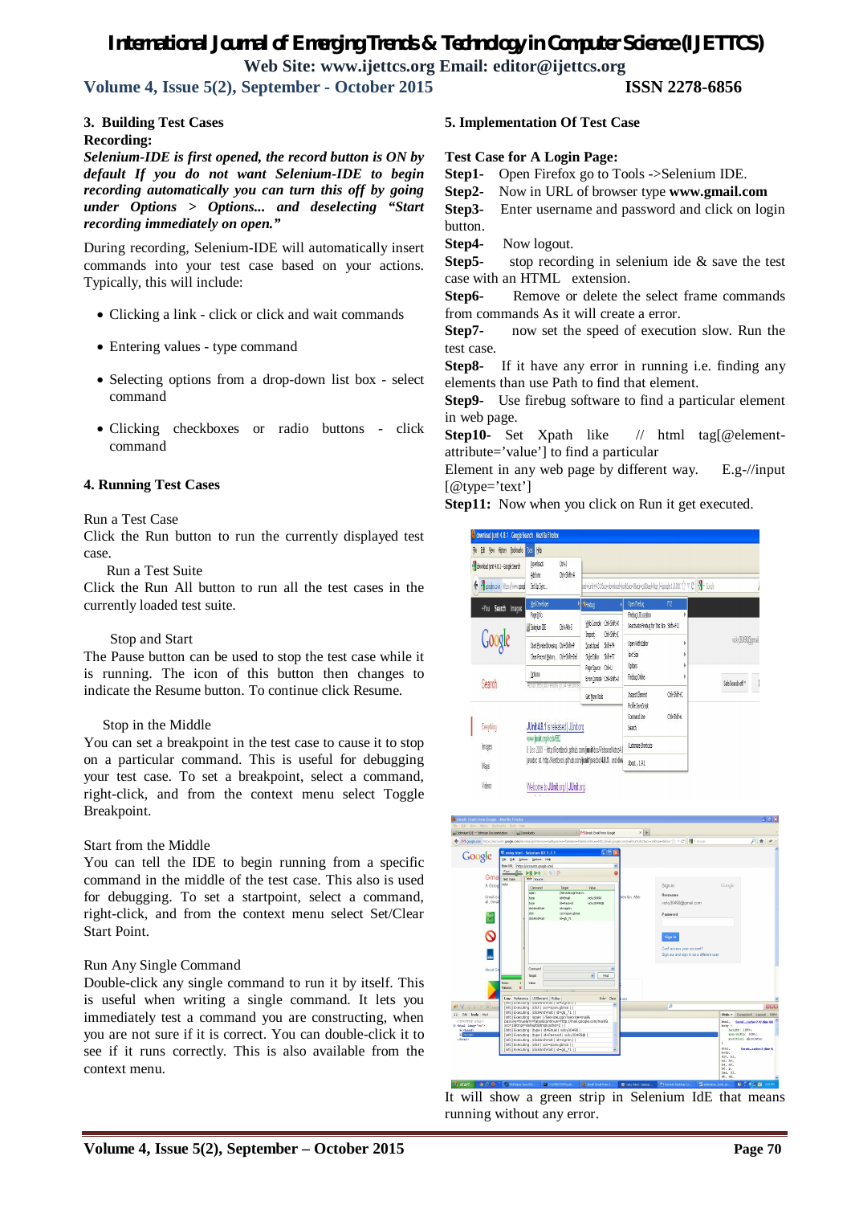## 3. Building Test Cases

**Recording:**

***Selenium-IDE is first opened, the record button is ON by default If you do not want Selenium-IDE to begin recording automatically you can turn this off by going under Options > Options... and deselecting "Start recording immediately on open."***

During recording, Selenium-IDE will automatically insert commands into your test case based on your actions. Typically, this will include:

- Clicking a link - click or click and wait commands
- Entering values - type command
- Selecting options from a drop-down list box - select command
- Clicking checkboxes or radio buttons - click command

## 4. Running Test Cases

Run a Test Case
Click the Run button to run the currently displayed test case.

Run a Test Suite
Click the Run All button to run all the test cases in the currently loaded test suite.

Stop and Start
The Pause button can be used to stop the test case while it is running. The icon of this button then changes to indicate the Resume button. To continue click Resume.

Stop in the Middle
You can set a breakpoint in the test case to cause it to stop on a particular command. This is useful for debugging your test case. To set a breakpoint, select a command, right-click, and from the context menu select Toggle Breakpoint.

Start from the Middle
You can tell the IDE to begin running from a specific command in the middle of the test case. This is also used for debugging. To set a startpoint, select a command, right-click, and from the context menu select Set/Clear Start Point.

Run Any Single Command
Double-click any single command to run it by itself. This is useful when writing a single command. It lets you immediately test a command you are constructing, when you are not sure if it is correct. You can double-click it to see if it runs correctly. This is also available from the context menu.

## 5. Implementation Of Test Case

**Test Case for A Login Page:**

**Step1-** Open Firefox go to Tools ->Selenium IDE.
**Step2-** Now in URL of browser type **www.gmail.com**
**Step3-** Enter username and password and click on login button.
**Step4-** Now logout.
**Step5-** stop recording in selenium ide & save the test case with an HTML extension.
**Step6-** Remove or delete the select frame commands from commands As it will create a error.
**Step7-** now set the speed of execution slow. Run the test case.
**Step8-** If it have any error in running i.e. finding any elements than use Path to find that element.
**Step9-** Use firebug software to find a particular element in web page.
**Step10-** Set Xpath like // html tag[@element-attribute='value'] to find a particular Element in any web page by different way. E.g.-//input [@type='text']
**Step11:** Now when you click on Run it get executed.

It will show a green strip in Selenium IdE that means running without any error.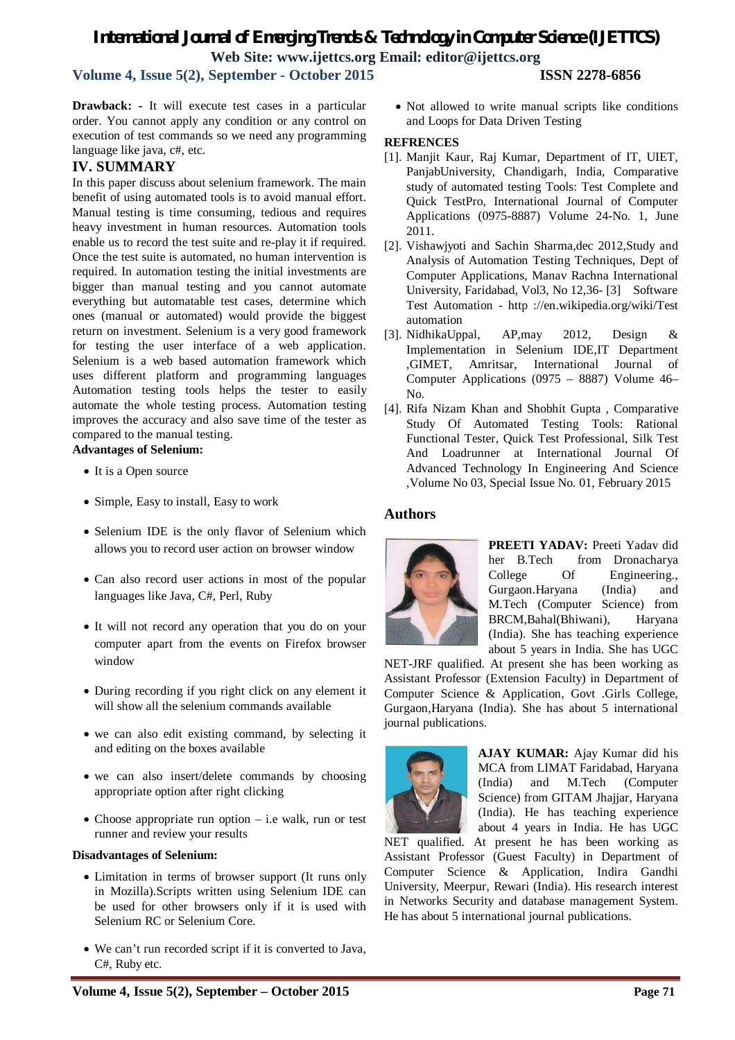**Drawback:** - It will execute test cases in a particular order. You cannot apply any condition or any control on execution of test commands so we need any programming language like java, c#, etc.

## IV. SUMMARY

In this paper discuss about selenium framework. The main benefit of using automated tools is to avoid manual effort. Manual testing is time consuming, tedious and requires heavy investment in human resources. Automation tools enable us to record the test suite and re-play it if required. Once the test suite is automated, no human intervention is required. In automation testing the initial investments are bigger than manual testing and you cannot automate everything but automatable test cases, determine which ones (manual or automated) would provide the biggest return on investment. Selenium is a very good framework for testing the user interface of a web application. Selenium is a web based automation framework which uses different platform and programming languages Automation testing tools helps the tester to easily automate the whole testing process. Automation testing improves the accuracy and also save time of the tester as compared to the manual testing.

**Advantages of Selenium:**

- It is a Open source
- Simple, Easy to install, Easy to work
- Selenium IDE is the only flavor of Selenium which allows you to record user action on browser window
- Can also record user actions in most of the popular languages like Java, C#, Perl, Ruby
- It will not record any operation that you do on your computer apart from the events on Firefox browser window
- During recording if you right click on any element it will show all the selenium commands available
- we can also edit existing command, by selecting it and editing on the boxes available
- we can also insert/delete commands by choosing appropriate option after right clicking
- Choose appropriate run option – i.e walk, run or test runner and review your results

**Disadvantages of Selenium:**

- Limitation in terms of browser support (It runs only in Mozilla).Scripts written using Selenium IDE can be used for other browsers only if it is used with Selenium RC or Selenium Core.
- We can't run recorded script if it is converted to Java, C#, Ruby etc.
- Not allowed to write manual scripts like conditions and Loops for Data Driven Testing

**REFRENCES**

[1]. Manjit Kaur, Raj Kumar, Department of IT, UIET, PanjabUniversity, Chandigarh, India, Comparative study of automated testing Tools: Test Complete and Quick TestPro, International Journal of Computer Applications (0975-8887) Volume 24-No. 1, June 2011.

[2]. Vishawjyoti and Sachin Sharma,dec 2012,Study and Analysis of Automation Testing Techniques, Dept of Computer Applications, Manav Rachna International University, Faridabad, Vol3, No 12,36- [3] Software Test Automation - http ://en.wikipedia.org/wiki/Test automation

[3]. NidhikaUppal, AP,may 2012, Design & Implementation in Selenium IDE,IT Department ,GIMET, Amritsar, International Journal of Computer Applications (0975 – 8887) Volume 46– No.

[4]. Rifa Nizam Khan and Shobhit Gupta , Comparative Study Of Automated Testing Tools: Rational Functional Tester, Quick Test Professional, Silk Test And Loadrunner at International Journal Of Advanced Technology In Engineering And Science ,Volume No 03, Special Issue No. 01, February 2015

## Authors

**PREETI YADAV:** Preeti Yadav did her B.Tech from Dronacharya College Of Engineering., Gurgaon.Haryana (India) and M.Tech (Computer Science) from BRCM,Bahal(Bhiwani), Haryana (India). She has teaching experience about 5 years in India. She has UGC NET-JRF qualified. At present she has been working as Assistant Professor (Extension Faculty) in Department of Computer Science & Application, Govt .Girls College, Gurgaon,Haryana (India). She has about 5 international journal publications.

**AJAY KUMAR:** Ajay Kumar did his MCA from LIMAT Faridabad, Haryana (India) and M.Tech (Computer Science) from GITAM Jhajjar, Haryana (India). He has teaching experience about 4 years in India. He has UGC NET qualified. At present he has been working as Assistant Professor (Guest Faculty) in Department of Computer Science & Application, Indira Gandhi University, Meerpur, Rewari (India). His research interest in Networks Security and database management System. He has about 5 international journal publications.